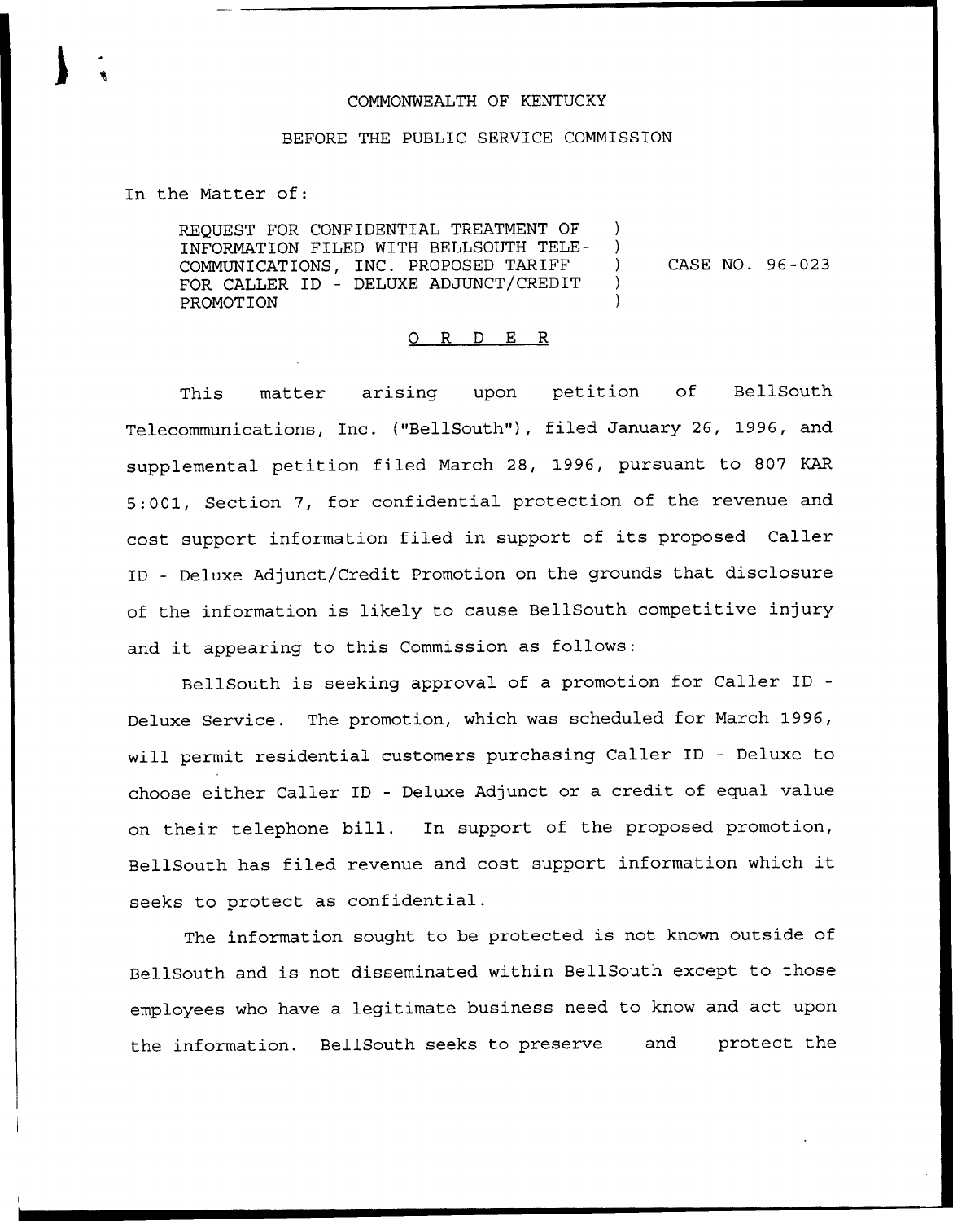COMMONWEALTH OF KENTUCKY

BEFORE THE PUBLIC SERVICE COMMISSION

In the Matter of:

| | | |
|---|---|---|
| REQUEST FOR CONFIDENTIAL TREATMENT OF INFORMATION FILED WITH BELLSOUTH TELE-COMMUNICATIONS, INC. PROPOSED TARIFF FOR CALLER ID - DELUXE ADJUNCT/CREDIT PROMOTION | ) ) ) ) ) | CASE NO. 96-023 |

O R D E R

This matter arising upon petition of BellSouth Telecommunications, Inc. ("BellSouth"), filed January 26, 1996, and supplemental petition filed March 28, 1996, pursuant to 807 KAR 5:001, Section 7, for confidential protection of the revenue and cost support information filed in support of its proposed Caller ID - Deluxe Adjunct/Credit Promotion on the grounds that disclosure of the information is likely to cause BellSouth competitive injury and it appearing to this Commission as follows:

BellSouth is seeking approval of a promotion for Caller ID - Deluxe Service. The promotion, which was scheduled for March 1996, will permit residential customers purchasing Caller ID - Deluxe to choose either Caller ID - Deluxe Adjunct or a credit of equal value on their telephone bill. In support of the proposed promotion, BellSouth has filed revenue and cost support information which it seeks to protect as confidential.

The information sought to be protected is not known outside of BellSouth and is not disseminated within BellSouth except to those employees who have a legitimate business need to know and act upon the information. BellSouth seeks to preserve and protect the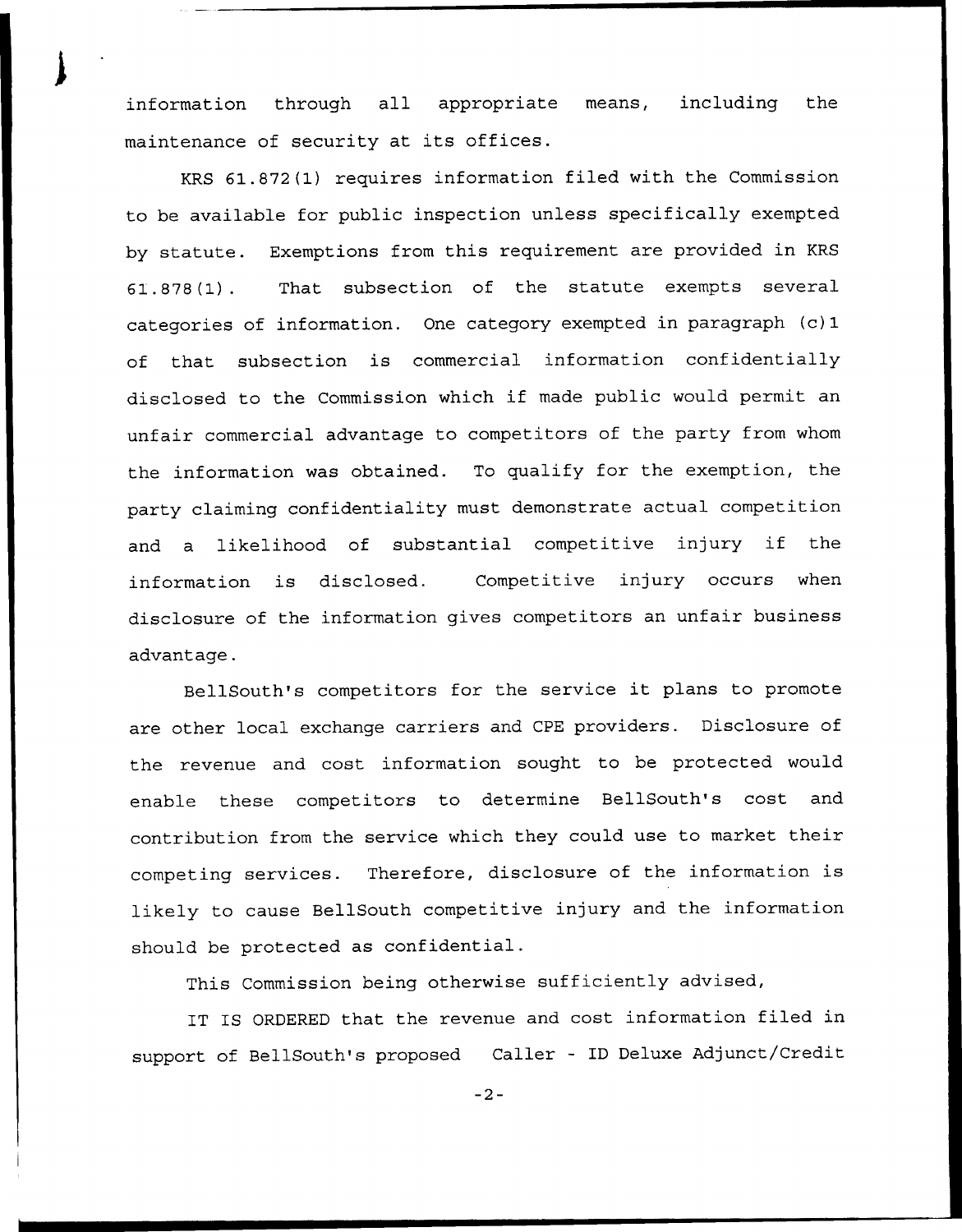information through all appropriate means, including the maintenance of security at its offices.

KRS 61.872(1) requires information filed with the Commission to be available for public inspection unless specifically exempted by statute. Exemptions from this requirement are provided in KRS 61.878(1). That subsection of the statute exempts several categories of information. One category exempted in paragraph (c)1 of that subsection is commercial information confidentially disclosed to the Commission which if made public would permit an unfair commercial advantage to competitors of the party from whom the information was obtained. To qualify for the exemption, the party claiming confidentiality must demonstrate actual competition and a likelihood of substantial competitive injury if the information is disclosed. Competitive injury occurs when disclosure of the information gives competitors an unfair business advantage.

BellSouth's competitors for the service it plans to promote are other local exchange carriers and CPE providers. Disclosure of the revenue and cost information sought to be protected would enable these competitors to determine BellSouth's cost and contribution from the service which they could use to market their competing services. Therefore, disclosure of the information is likely to cause BellSouth competitive injury and the information should be protected as confidential.

This Commission being otherwise sufficiently advised,

IT IS ORDERED that the revenue and cost information filed in support of BellSouth's proposed Caller - ID Deluxe Adjunct/Credit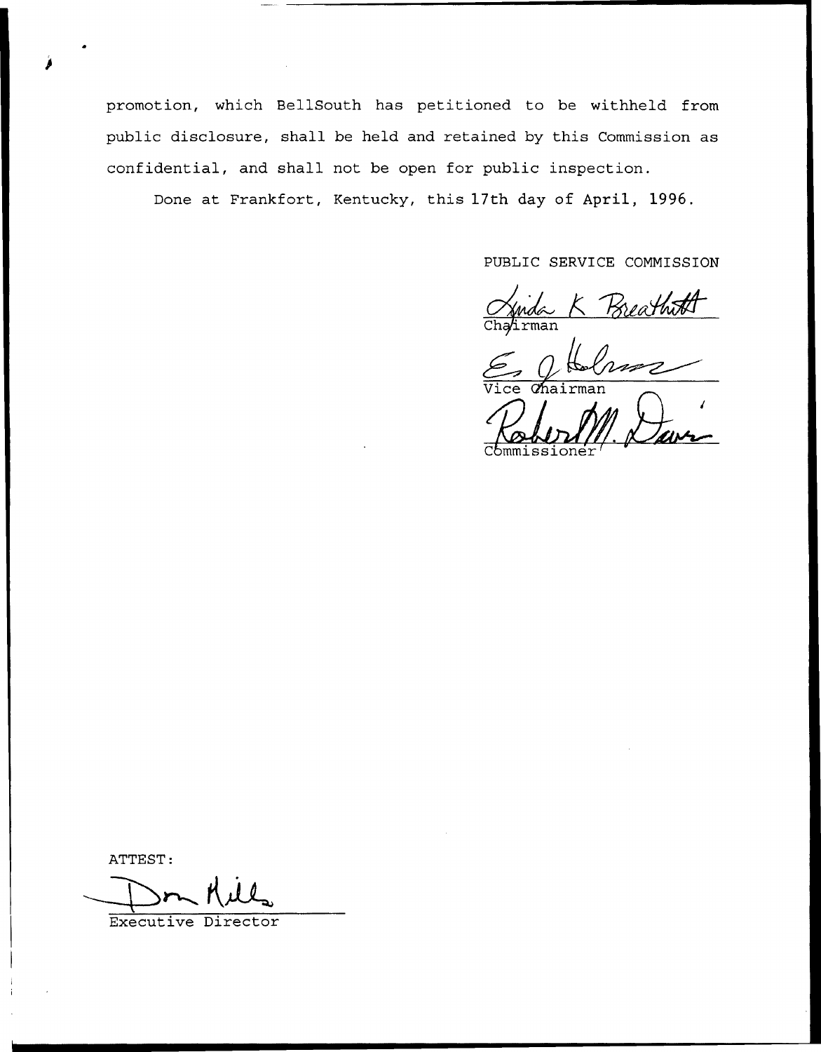promotion, which BellSouth has petitioned to be withheld from public disclosure, shall be held and retained by this Commission as confidential, and shall not be open for public inspection.

Done at Frankfort, Kentucky, this 17th day of April, 1996.

PUBLIC SERVICE COMMISSION

Linda K Breathitt
Chairman

E. J. Holmes
Vice Chairman

Robert M. Davis
Commissioner

ATTEST:

Don Mills
Executive Director